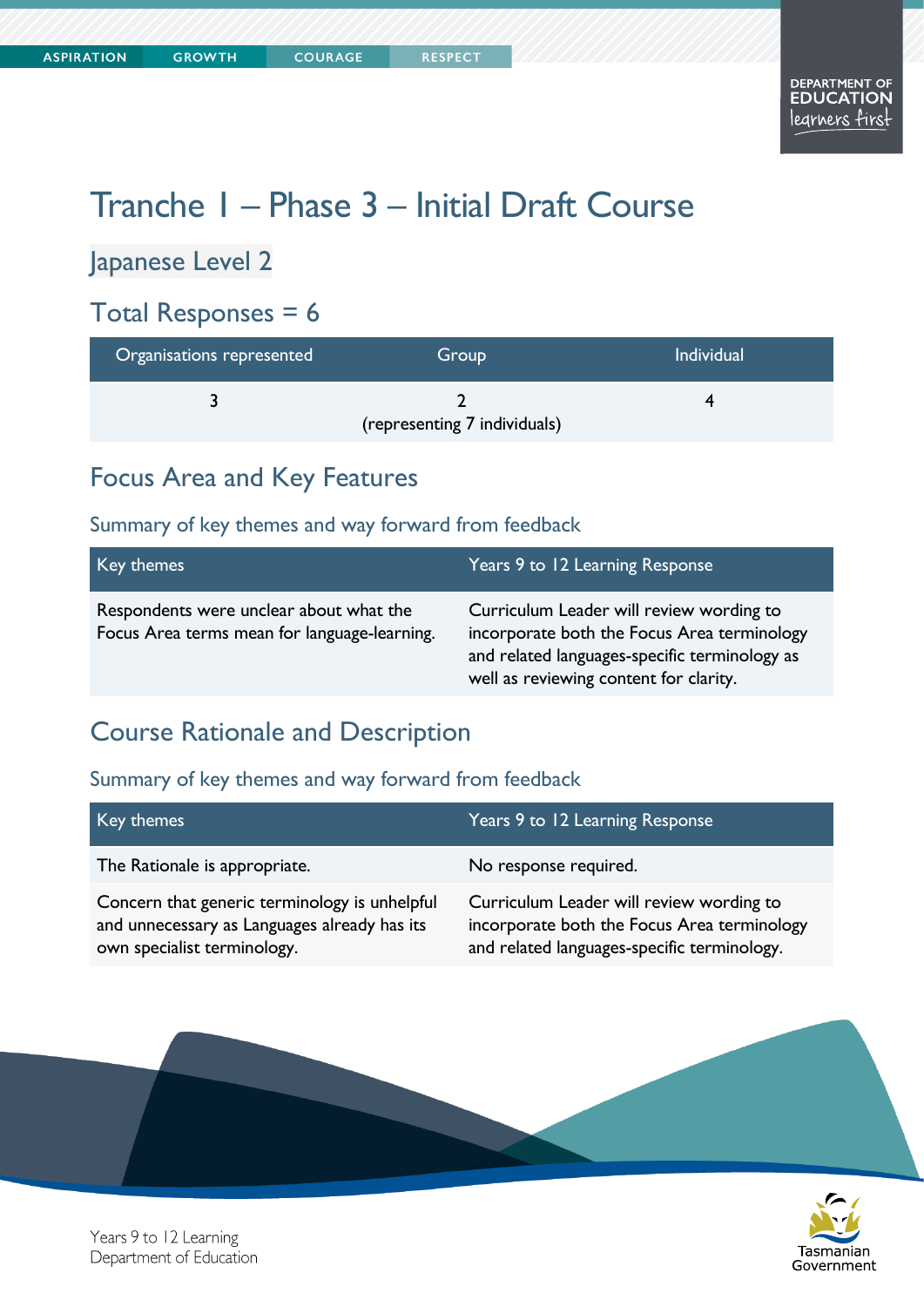# Tranche 1 – Phase 3 – Initial Draft Course

## Japanese Level 2

## Total Responses = 6

| Organisations represented | Group | Individual |
|---|---|---|
| 3 | 2 (representing 7 individuals) | 4 |

## Focus Area and Key Features

### Summary of key themes and way forward from feedback

| Key themes | Years 9 to 12 Learning Response |
|---|---|
| Respondents were unclear about what the Focus Area terms mean for language-learning. | Curriculum Leader will review wording to incorporate both the Focus Area terminology and related languages-specific terminology as well as reviewing content for clarity. |

## Course Rationale and Description

### Summary of key themes and way forward from feedback

| Key themes | Years 9 to 12 Learning Response |
|---|---|
| The Rationale is appropriate. | No response required. |
| Concern that generic terminology is unhelpful and unnecessary as Languages already has its own specialist terminology. | Curriculum Leader will review wording to incorporate both the Focus Area terminology and related languages-specific terminology. |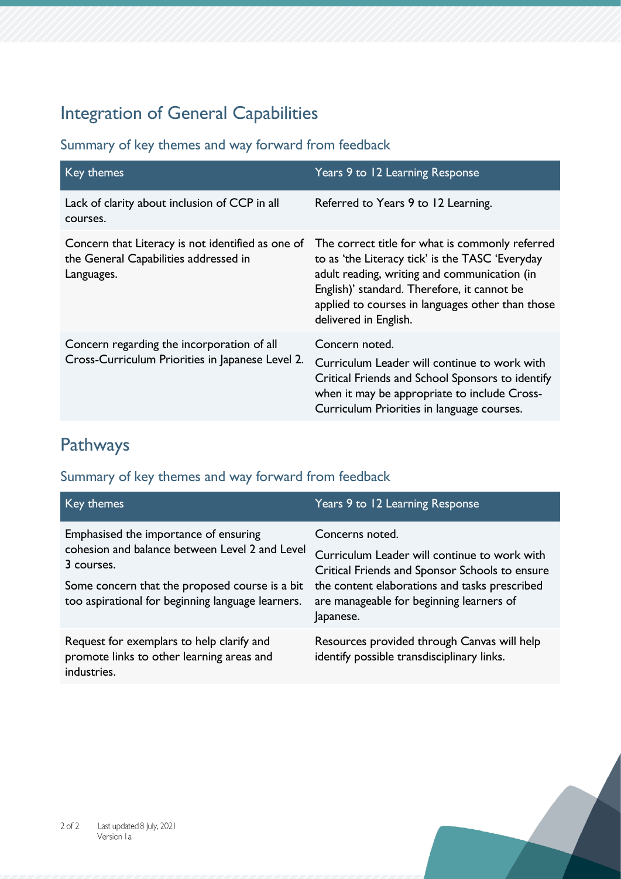## Integration of General Capabilities

### Summary of key themes and way forward from feedback

| Key themes | Years 9 to 12 Learning Response |
|---|---|
| Lack of clarity about inclusion of CCP in all courses. | Referred to Years 9 to 12 Learning. |
| Concern that Literacy is not identified as one of the General Capabilities addressed in Languages. | The correct title for what is commonly referred to as 'the Literacy tick' is the TASC 'Everyday adult reading, writing and communication (in English)' standard. Therefore, it cannot be applied to courses in languages other than those delivered in English. |
| Concern regarding the incorporation of all Cross-Curriculum Priorities in Japanese Level 2. | Concern noted.<br>Curriculum Leader will continue to work with Critical Friends and School Sponsors to identify when it may be appropriate to include Cross-Curriculum Priorities in language courses. |

## Pathways

### Summary of key themes and way forward from feedback

| Key themes | Years 9 to 12 Learning Response |
|---|---|
| Emphasised the importance of ensuring cohesion and balance between Level 2 and Level 3 courses.<br>Some concern that the proposed course is a bit too aspirational for beginning language learners. | Concerns noted.<br>Curriculum Leader will continue to work with Critical Friends and Sponsor Schools to ensure the content elaborations and tasks prescribed are manageable for beginning learners of Japanese. |
| Request for exemplars to help clarify and promote links to other learning areas and industries. | Resources provided through Canvas will help identify possible transdisciplinary links. |

Last updated 8 July, 2021
Version 1a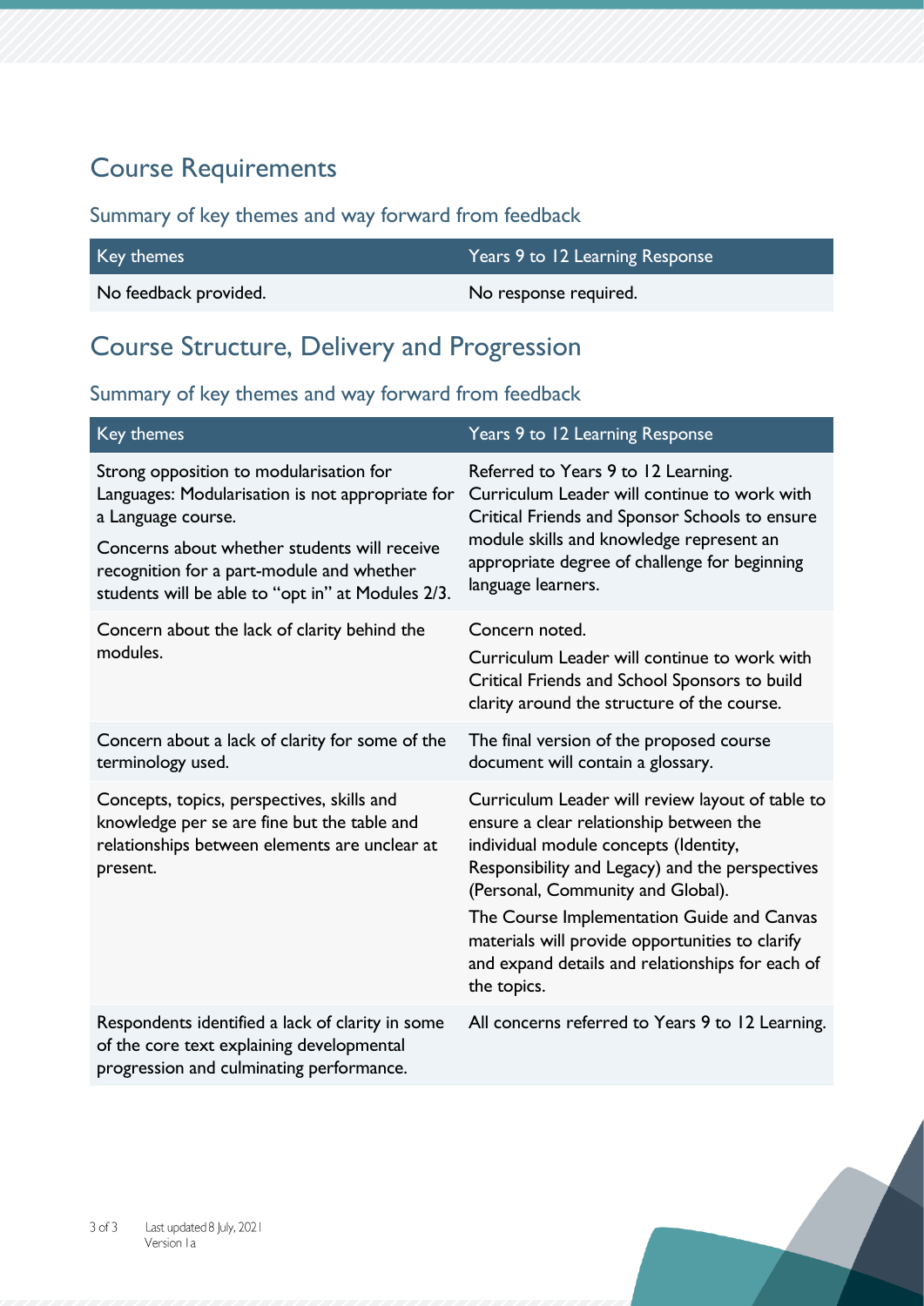## Course Requirements

### Summary of key themes and way forward from feedback

| Key themes | Years 9 to 12 Learning Response |
|---|---|
| No feedback provided. | No response required. |

## Course Structure, Delivery and Progression

### Summary of key themes and way forward from feedback

| Key themes | Years 9 to 12 Learning Response |
|---|---|
| Strong opposition to modularisation for Languages: Modularisation is not appropriate for a Language course.<br><br>Concerns about whether students will receive recognition for a part-module and whether students will be able to "opt in" at Modules 2/3. | Referred to Years 9 to 12 Learning. Curriculum Leader will continue to work with Critical Friends and Sponsor Schools to ensure module skills and knowledge represent an appropriate degree of challenge for beginning language learners. |
| Concern about the lack of clarity behind the modules. | Concern noted.<br><br>Curriculum Leader will continue to work with Critical Friends and School Sponsors to build clarity around the structure of the course. |
| Concern about a lack of clarity for some of the terminology used. | The final version of the proposed course document will contain a glossary. |
| Concepts, topics, perspectives, skills and knowledge per se are fine but the table and relationships between elements are unclear at present. | Curriculum Leader will review layout of table to ensure a clear relationship between the individual module concepts (Identity, Responsibility and Legacy) and the perspectives (Personal, Community and Global).<br><br>The Course Implementation Guide and Canvas materials will provide opportunities to clarify and expand details and relationships for each of the topics. |
| Respondents identified a lack of clarity in some of the core text explaining developmental progression and culminating performance. | All concerns referred to Years 9 to 12 Learning. |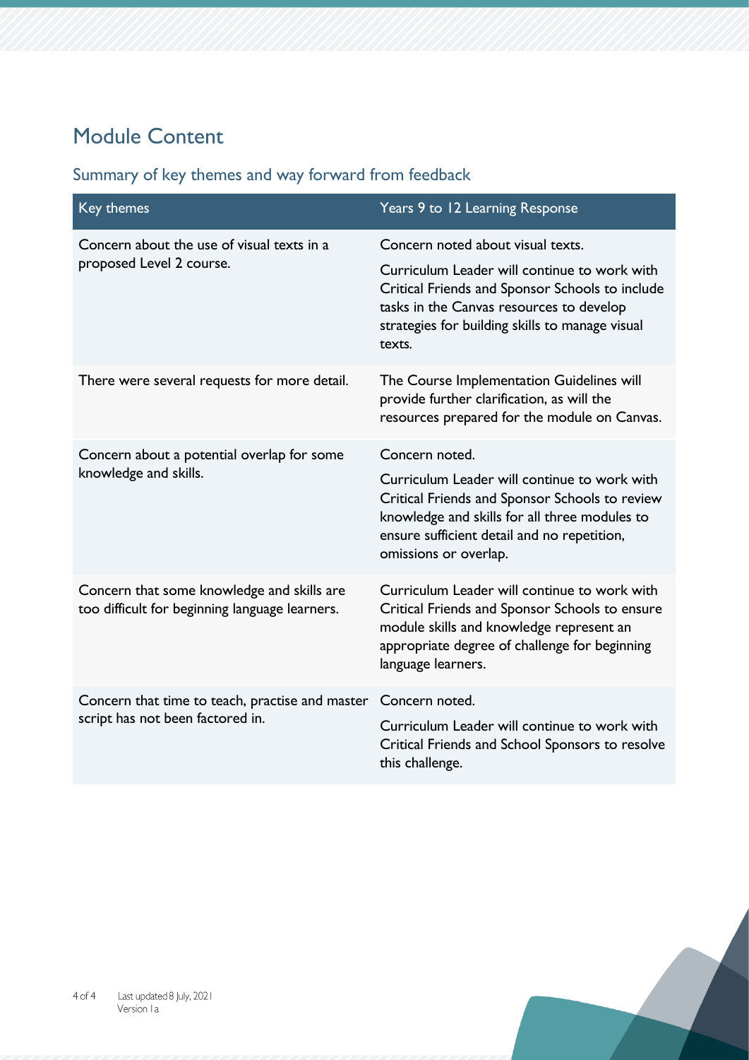## Module Content

### Summary of key themes and way forward from feedback

| Key themes | Years 9 to 12 Learning Response |
| --- | --- |
| Concern about the use of visual texts in a proposed Level 2 course. | Concern noted about visual texts.<br><br>Curriculum Leader will continue to work with Critical Friends and Sponsor Schools to include tasks in the Canvas resources to develop strategies for building skills to manage visual texts. |
| There were several requests for more detail. | The Course Implementation Guidelines will provide further clarification, as will the resources prepared for the module on Canvas. |
| Concern about a potential overlap for some knowledge and skills. | Concern noted.<br><br>Curriculum Leader will continue to work with Critical Friends and Sponsor Schools to review knowledge and skills for all three modules to ensure sufficient detail and no repetition, omissions or overlap. |
| Concern that some knowledge and skills are too difficult for beginning language learners. | Curriculum Leader will continue to work with Critical Friends and Sponsor Schools to ensure module skills and knowledge represent an appropriate degree of challenge for beginning language learners. |
| Concern that time to teach, practise and master script has not been factored in. | Concern noted.<br><br>Curriculum Leader will continue to work with Critical Friends and School Sponsors to resolve this challenge. |

Last updated 8 July, 2021
Version 1a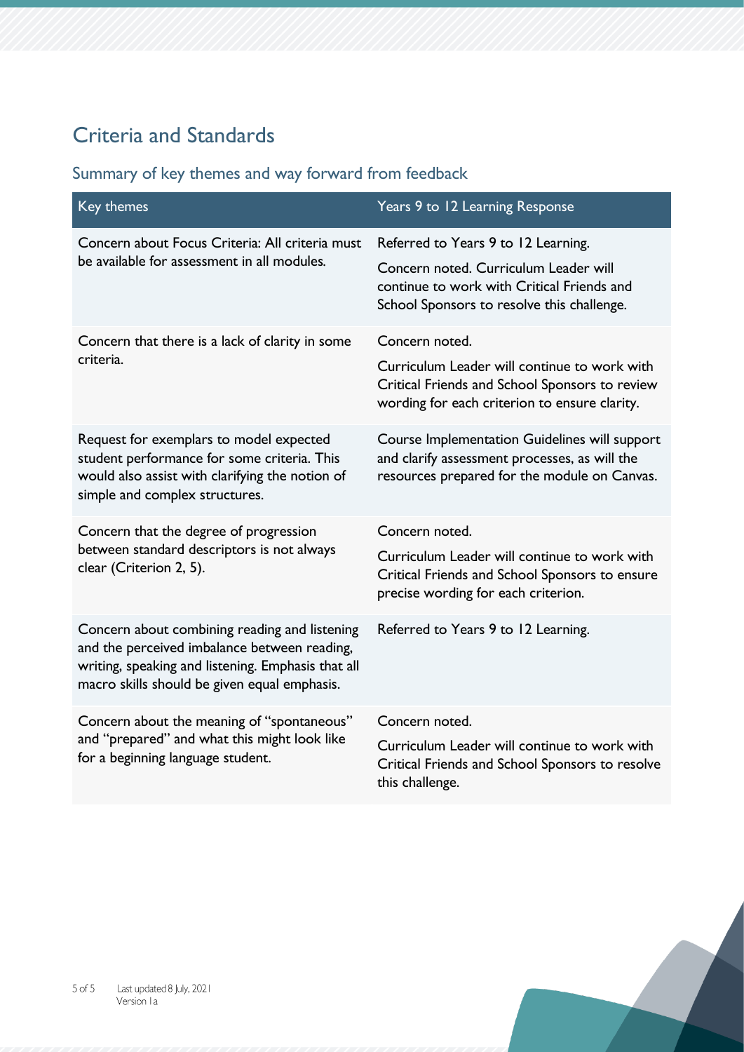## Criteria and Standards

### Summary of key themes and way forward from feedback

| Key themes | Years 9 to 12 Learning Response |
|---|---|
| Concern about Focus Criteria: All criteria must be available for assessment in all modules. | Referred to Years 9 to 12 Learning.<br>Concern noted. Curriculum Leader will continue to work with Critical Friends and School Sponsors to resolve this challenge. |
| Concern that there is a lack of clarity in some criteria. | Concern noted.<br>Curriculum Leader will continue to work with Critical Friends and School Sponsors to review wording for each criterion to ensure clarity. |
| Request for exemplars to model expected student performance for some criteria. This would also assist with clarifying the notion of simple and complex structures. | Course Implementation Guidelines will support and clarify assessment processes, as will the resources prepared for the module on Canvas. |
| Concern that the degree of progression between standard descriptors is not always clear (Criterion 2, 5). | Concern noted.<br>Curriculum Leader will continue to work with Critical Friends and School Sponsors to ensure precise wording for each criterion. |
| Concern about combining reading and listening and the perceived imbalance between reading, writing, speaking and listening. Emphasis that all macro skills should be given equal emphasis. | Referred to Years 9 to 12 Learning. |
| Concern about the meaning of "spontaneous" and "prepared" and what this might look like for a beginning language student. | Concern noted.<br>Curriculum Leader will continue to work with Critical Friends and School Sponsors to resolve this challenge. |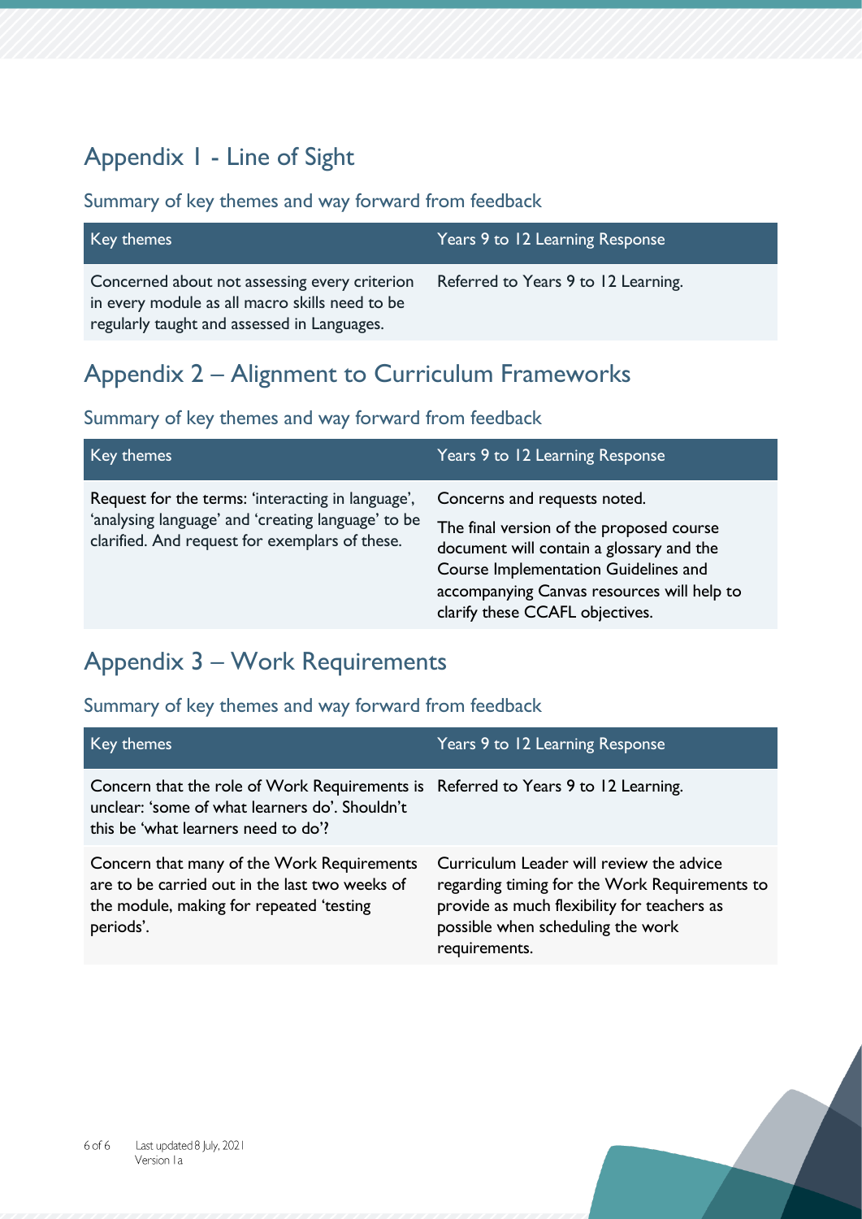## Appendix 1 - Line of Sight

### Summary of key themes and way forward from feedback

| Key themes | Years 9 to 12 Learning Response |
| --- | --- |
| Concerned about not assessing every criterion in every module as all macro skills need to be regularly taught and assessed in Languages. | Referred to Years 9 to 12 Learning. |

## Appendix 2 – Alignment to Curriculum Frameworks

### Summary of key themes and way forward from feedback

| Key themes | Years 9 to 12 Learning Response |
| --- | --- |
| Request for the terms: 'interacting in language', 'analysing language' and 'creating language' to be clarified. And request for exemplars of these. | Concerns and requests noted.<br><br>The final version of the proposed course document will contain a glossary and the Course Implementation Guidelines and accompanying Canvas resources will help to clarify these CCAFL objectives. |

## Appendix 3 – Work Requirements

### Summary of key themes and way forward from feedback

| Key themes | Years 9 to 12 Learning Response |
| --- | --- |
| Concern that the role of Work Requirements is unclear: 'some of what learners do'. Shouldn't this be 'what learners need to do'? | Referred to Years 9 to 12 Learning. |
| Concern that many of the Work Requirements are to be carried out in the last two weeks of the module, making for repeated 'testing periods'. | Curriculum Leader will review the advice regarding timing for the Work Requirements to provide as much flexibility for teachers as possible when scheduling the work requirements. |

Last updated 8 July, 2021
Version 1a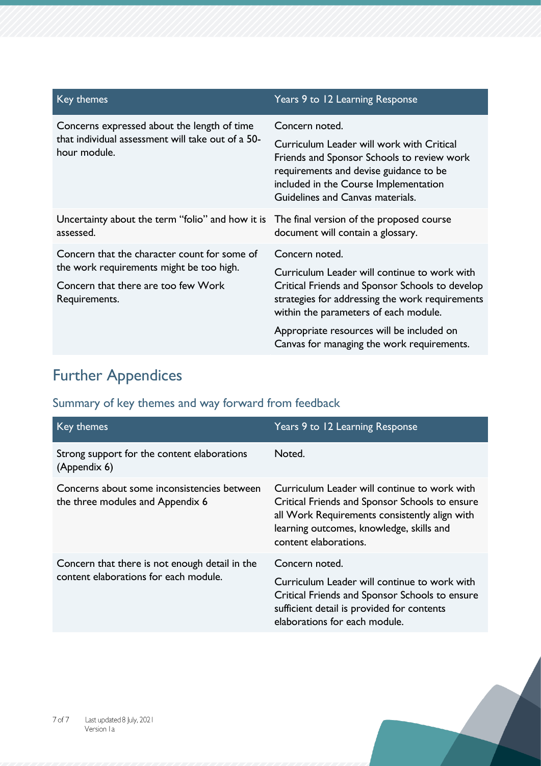| Key themes | Years 9 to 12 Learning Response |
|---|---|
| Concerns expressed about the length of time that individual assessment will take out of a 50-hour module. | Concern noted.<br><br>Curriculum Leader will work with Critical Friends and Sponsor Schools to review work requirements and devise guidance to be included in the Course Implementation Guidelines and Canvas materials. |
| Uncertainty about the term "folio" and how it is assessed. | The final version of the proposed course document will contain a glossary. |
| Concern that the character count for some of the work requirements might be too high.<br><br>Concern that there are too few Work Requirements. | Concern noted.<br><br>Curriculum Leader will continue to work with Critical Friends and Sponsor Schools to develop strategies for addressing the work requirements within the parameters of each module.<br><br>Appropriate resources will be included on Canvas for managing the work requirements. |

# Further Appendices

## Summary of key themes and way forward from feedback

| Key themes | Years 9 to 12 Learning Response |
|---|---|
| Strong support for the content elaborations (Appendix 6) | Noted. |
| Concerns about some inconsistencies between the three modules and Appendix 6 | Curriculum Leader will continue to work with Critical Friends and Sponsor Schools to ensure all Work Requirements consistently align with learning outcomes, knowledge, skills and content elaborations. |
| Concern that there is not enough detail in the content elaborations for each module. | Concern noted.<br><br>Curriculum Leader will continue to work with Critical Friends and Sponsor Schools to ensure sufficient detail is provided for contents elaborations for each module. |

Last updated 8 July, 2021
Version 1a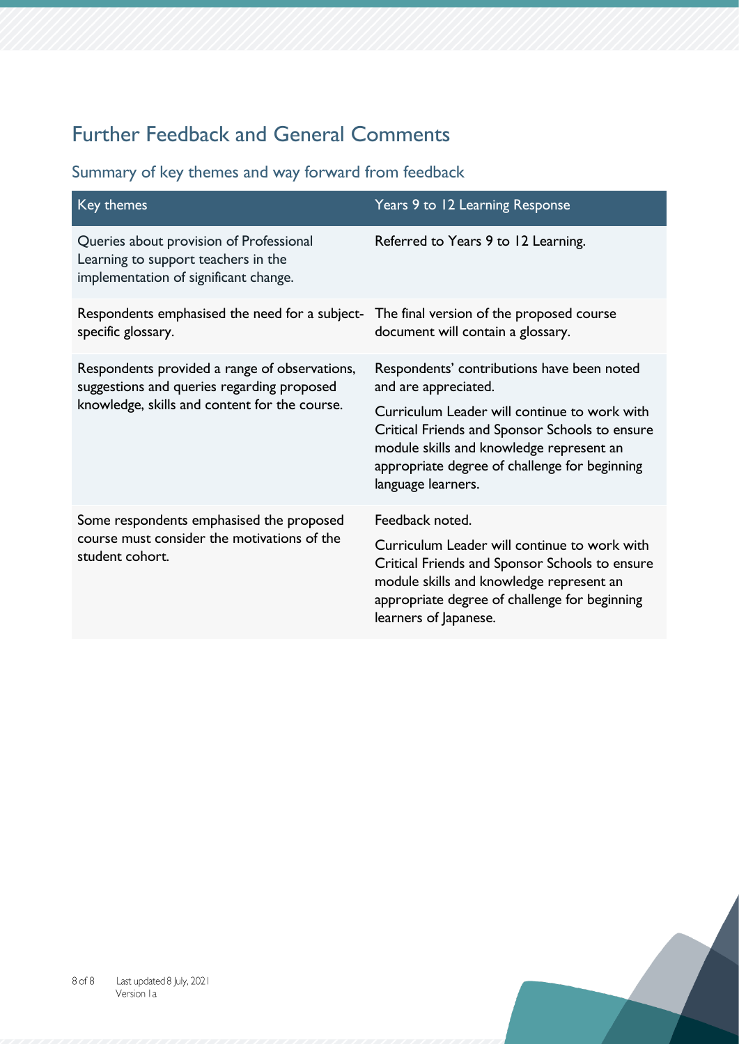## Further Feedback and General Comments

### Summary of key themes and way forward from feedback

| Key themes | Years 9 to 12 Learning Response |
| --- | --- |
| Queries about provision of Professional Learning to support teachers in the implementation of significant change. | Referred to Years 9 to 12 Learning. |
| Respondents emphasised the need for a subject-specific glossary. | The final version of the proposed course document will contain a glossary. |
| Respondents provided a range of observations, suggestions and queries regarding proposed knowledge, skills and content for the course. | Respondents' contributions have been noted and are appreciated.<br><br>Curriculum Leader will continue to work with Critical Friends and Sponsor Schools to ensure module skills and knowledge represent an appropriate degree of challenge for beginning language learners. |
| Some respondents emphasised the proposed course must consider the motivations of the student cohort. | Feedback noted.<br><br>Curriculum Leader will continue to work with Critical Friends and Sponsor Schools to ensure module skills and knowledge represent an appropriate degree of challenge for beginning learners of Japanese. |

Last updated 8 July, 2021
Version 1a